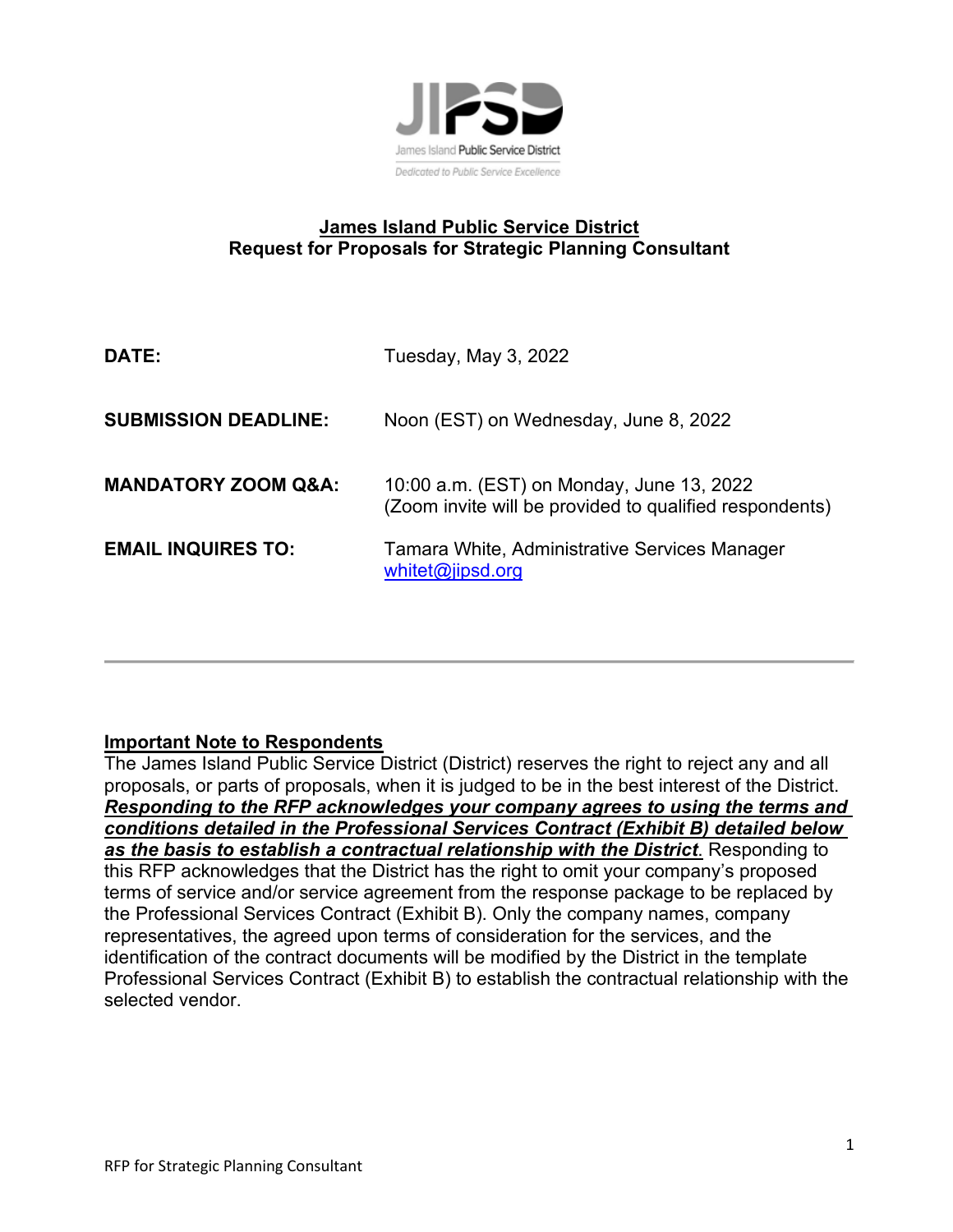JIPSD

James Island Public Service District

*Dedicated to Public Service Excellence*

# James Island Public Service District
## Request for Proposals for Strategic Planning Consultant

| | |
|---|---|
| **DATE:** | Tuesday, May 3, 2022 |
| **SUBMISSION DEADLINE:** | Noon (EST) on Wednesday, June 8, 2022 |
| **MANDATORY ZOOM Q&A:** | 10:00 a.m. (EST) on Monday, June 13, 2022 (Zoom invite will be provided to qualified respondents) |
| **EMAIL INQUIRES TO:** | Tamara White, Administrative Services Manager whitet@jipsd.org |

---

### Important Note to Respondents

The James Island Public Service District (District) reserves the right to reject any and all proposals, or parts of proposals, when it is judged to be in the best interest of the District. ***Responding to the RFP acknowledges your company agrees to using the terms and conditions detailed in the Professional Services Contract (Exhibit B) detailed below as the basis to establish a contractual relationship with the District***. Responding to this RFP acknowledges that the District has the right to omit your company's proposed terms of service and/or service agreement from the response package to be replaced by the Professional Services Contract (Exhibit B). Only the company names, company representatives, the agreed upon terms of consideration for the services, and the identification of the contract documents will be modified by the District in the template Professional Services Contract (Exhibit B) to establish the contractual relationship with the selected vendor.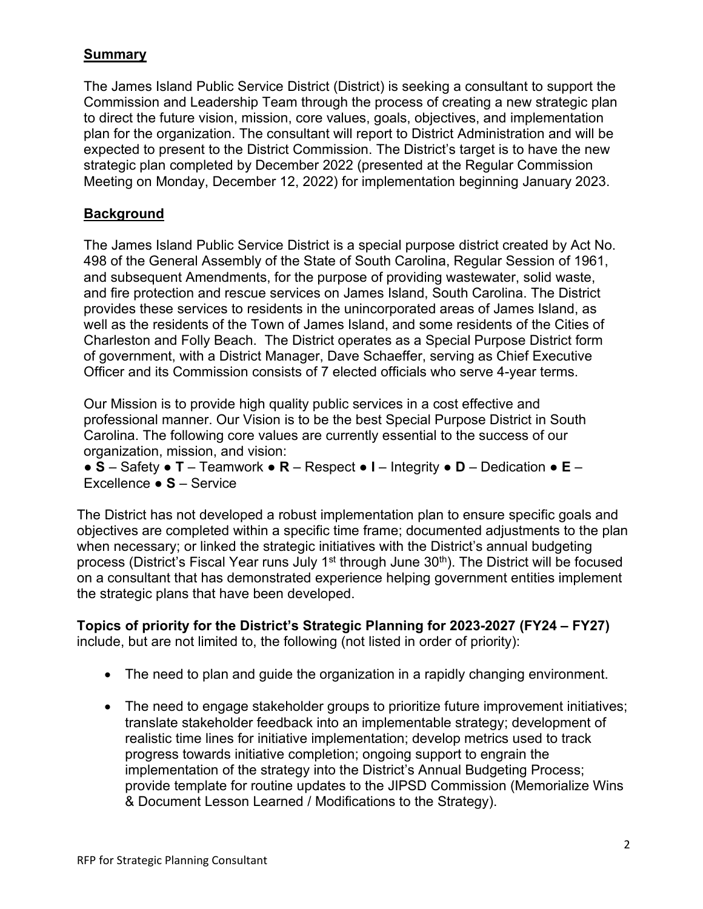## Summary

The James Island Public Service District (District) is seeking a consultant to support the Commission and Leadership Team through the process of creating a new strategic plan to direct the future vision, mission, core values, goals, objectives, and implementation plan for the organization. The consultant will report to District Administration and will be expected to present to the District Commission. The District's target is to have the new strategic plan completed by December 2022 (presented at the Regular Commission Meeting on Monday, December 12, 2022) for implementation beginning January 2023.

## Background

The James Island Public Service District is a special purpose district created by Act No. 498 of the General Assembly of the State of South Carolina, Regular Session of 1961, and subsequent Amendments, for the purpose of providing wastewater, solid waste, and fire protection and rescue services on James Island, South Carolina. The District provides these services to residents in the unincorporated areas of James Island, as well as the residents of the Town of James Island, and some residents of the Cities of Charleston and Folly Beach. The District operates as a Special Purpose District form of government, with a District Manager, Dave Schaeffer, serving as Chief Executive Officer and its Commission consists of 7 elected officials who serve 4-year terms.

Our Mission is to provide high quality public services in a cost effective and professional manner. Our Vision is to be the best Special Purpose District in South Carolina. The following core values are currently essential to the success of our organization, mission, and vision:
● **S** – Safety ● **T** – Teamwork ● **R** – Respect ● **I** – Integrity ● **D** – Dedication ● **E** – Excellence ● **S** – Service

The District has not developed a robust implementation plan to ensure specific goals and objectives are completed within a specific time frame; documented adjustments to the plan when necessary; or linked the strategic initiatives with the District's annual budgeting process (District's Fiscal Year runs July 1st through June 30th). The District will be focused on a consultant that has demonstrated experience helping government entities implement the strategic plans that have been developed.

**Topics of priority for the District's Strategic Planning for 2023-2027 (FY24 – FY27)** include, but are not limited to, the following (not listed in order of priority):

- The need to plan and guide the organization in a rapidly changing environment.
- The need to engage stakeholder groups to prioritize future improvement initiatives; translate stakeholder feedback into an implementable strategy; development of realistic time lines for initiative implementation; develop metrics used to track progress towards initiative completion; ongoing support to engrain the implementation of the strategy into the District's Annual Budgeting Process; provide template for routine updates to the JIPSD Commission (Memorialize Wins & Document Lesson Learned / Modifications to the Strategy).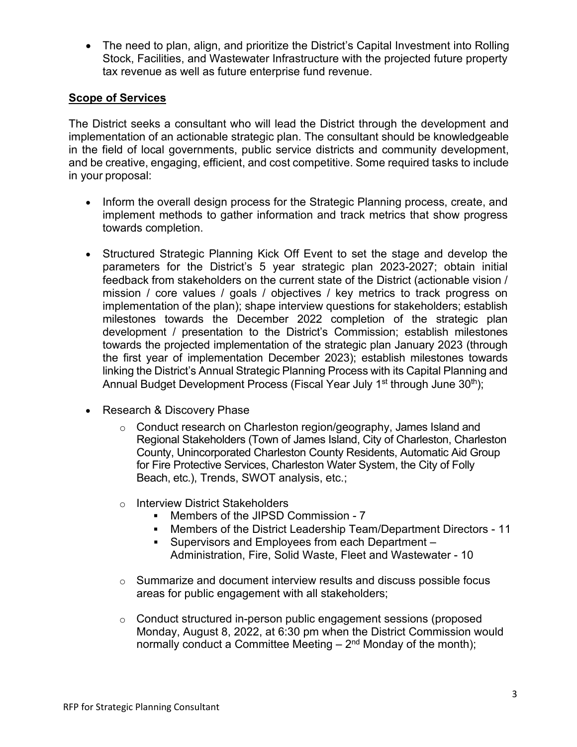- The need to plan, align, and prioritize the District's Capital Investment into Rolling Stock, Facilities, and Wastewater Infrastructure with the projected future property tax revenue as well as future enterprise fund revenue.

## Scope of Services

The District seeks a consultant who will lead the District through the development and implementation of an actionable strategic plan. The consultant should be knowledgeable in the field of local governments, public service districts and community development, and be creative, engaging, efficient, and cost competitive. Some required tasks to include in your proposal:

- Inform the overall design process for the Strategic Planning process, create, and implement methods to gather information and track metrics that show progress towards completion.

- Structured Strategic Planning Kick Off Event to set the stage and develop the parameters for the District's 5 year strategic plan 2023-2027; obtain initial feedback from stakeholders on the current state of the District (actionable vision / mission / core values / goals / objectives / key metrics to track progress on implementation of the plan); shape interview questions for stakeholders; establish milestones towards the December 2022 completion of the strategic plan development / presentation to the District's Commission; establish milestones towards the projected implementation of the strategic plan January 2023 (through the first year of implementation December 2023); establish milestones towards linking the District's Annual Strategic Planning Process with its Capital Planning and Annual Budget Development Process (Fiscal Year July 1st through June 30th);

- Research & Discovery Phase
  - Conduct research on Charleston region/geography, James Island and Regional Stakeholders (Town of James Island, City of Charleston, Charleston County, Unincorporated Charleston County Residents, Automatic Aid Group for Fire Protective Services, Charleston Water System, the City of Folly Beach, etc.), Trends, SWOT analysis, etc.;
  - Interview District Stakeholders
    - Members of the JIPSD Commission - 7
    - Members of the District Leadership Team/Department Directors - 11
    - Supervisors and Employees from each Department – Administration, Fire, Solid Waste, Fleet and Wastewater - 10
  - Summarize and document interview results and discuss possible focus areas for public engagement with all stakeholders;
  - Conduct structured in-person public engagement sessions (proposed Monday, August 8, 2022, at 6:30 pm when the District Commission would normally conduct a Committee Meeting – 2nd Monday of the month);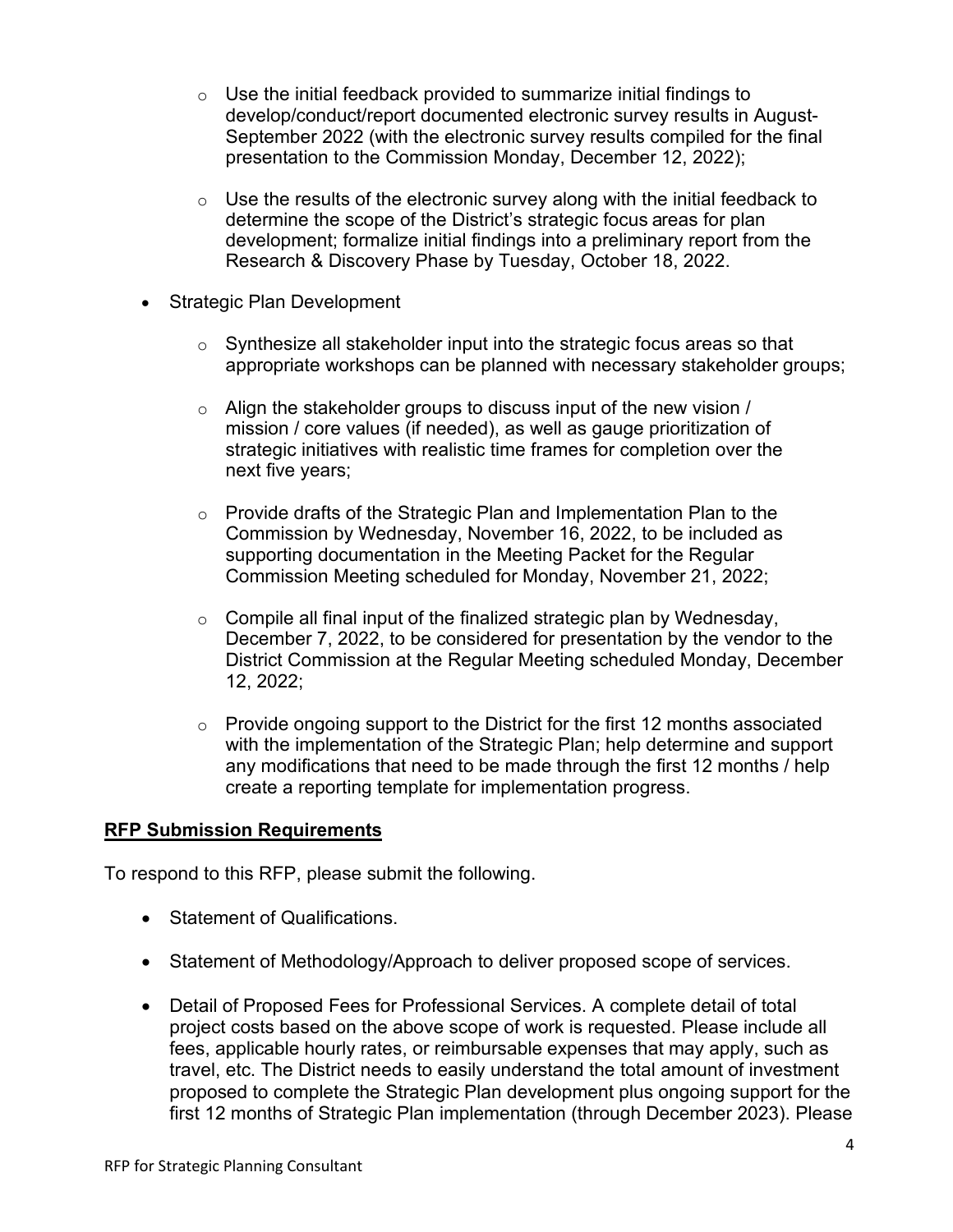- Use the initial feedback provided to summarize initial findings to develop/conduct/report documented electronic survey results in August-September 2022 (with the electronic survey results compiled for the final presentation to the Commission Monday, December 12, 2022);

  - Use the results of the electronic survey along with the initial feedback to determine the scope of the District's strategic focus areas for plan development; formalize initial findings into a preliminary report from the Research & Discovery Phase by Tuesday, October 18, 2022.

- Strategic Plan Development

  - Synthesize all stakeholder input into the strategic focus areas so that appropriate workshops can be planned with necessary stakeholder groups;

  - Align the stakeholder groups to discuss input of the new vision / mission / core values (if needed), as well as gauge prioritization of strategic initiatives with realistic time frames for completion over the next five years;

  - Provide drafts of the Strategic Plan and Implementation Plan to the Commission by Wednesday, November 16, 2022, to be included as supporting documentation in the Meeting Packet for the Regular Commission Meeting scheduled for Monday, November 21, 2022;

  - Compile all final input of the finalized strategic plan by Wednesday, December 7, 2022, to be considered for presentation by the vendor to the District Commission at the Regular Meeting scheduled Monday, December 12, 2022;

  - Provide ongoing support to the District for the first 12 months associated with the implementation of the Strategic Plan; help determine and support any modifications that need to be made through the first 12 months / help create a reporting template for implementation progress.

**RFP Submission Requirements**

To respond to this RFP, please submit the following.

- Statement of Qualifications.

- Statement of Methodology/Approach to deliver proposed scope of services.

- Detail of Proposed Fees for Professional Services. A complete detail of total project costs based on the above scope of work is requested. Please include all fees, applicable hourly rates, or reimbursable expenses that may apply, such as travel, etc. The District needs to easily understand the total amount of investment proposed to complete the Strategic Plan development plus ongoing support for the first 12 months of Strategic Plan implementation (through December 2023). Please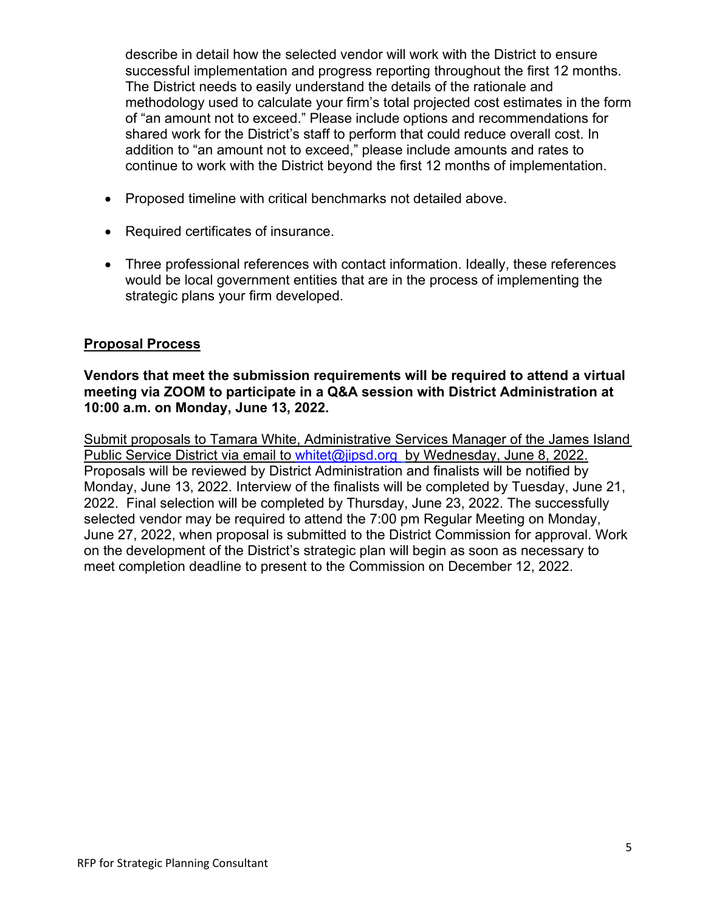describe in detail how the selected vendor will work with the District to ensure successful implementation and progress reporting throughout the first 12 months. The District needs to easily understand the details of the rationale and methodology used to calculate your firm's total projected cost estimates in the form of "an amount not to exceed." Please include options and recommendations for shared work for the District's staff to perform that could reduce overall cost. In addition to "an amount not to exceed," please include amounts and rates to continue to work with the District beyond the first 12 months of implementation.

- Proposed timeline with critical benchmarks not detailed above.
- Required certificates of insurance.
- Three professional references with contact information. Ideally, these references would be local government entities that are in the process of implementing the strategic plans your firm developed.

## Proposal Process

**Vendors that meet the submission requirements will be required to attend a virtual meeting via ZOOM to participate in a Q&A session with District Administration at 10:00 a.m. on Monday, June 13, 2022.**

Submit proposals to Tamara White, Administrative Services Manager of the James Island Public Service District via email to whitet@jipsd.org by Wednesday, June 8, 2022. Proposals will be reviewed by District Administration and finalists will be notified by Monday, June 13, 2022. Interview of the finalists will be completed by Tuesday, June 21, 2022. Final selection will be completed by Thursday, June 23, 2022. The successfully selected vendor may be required to attend the 7:00 pm Regular Meeting on Monday, June 27, 2022, when proposal is submitted to the District Commission for approval. Work on the development of the District's strategic plan will begin as soon as necessary to meet completion deadline to present to the Commission on December 12, 2022.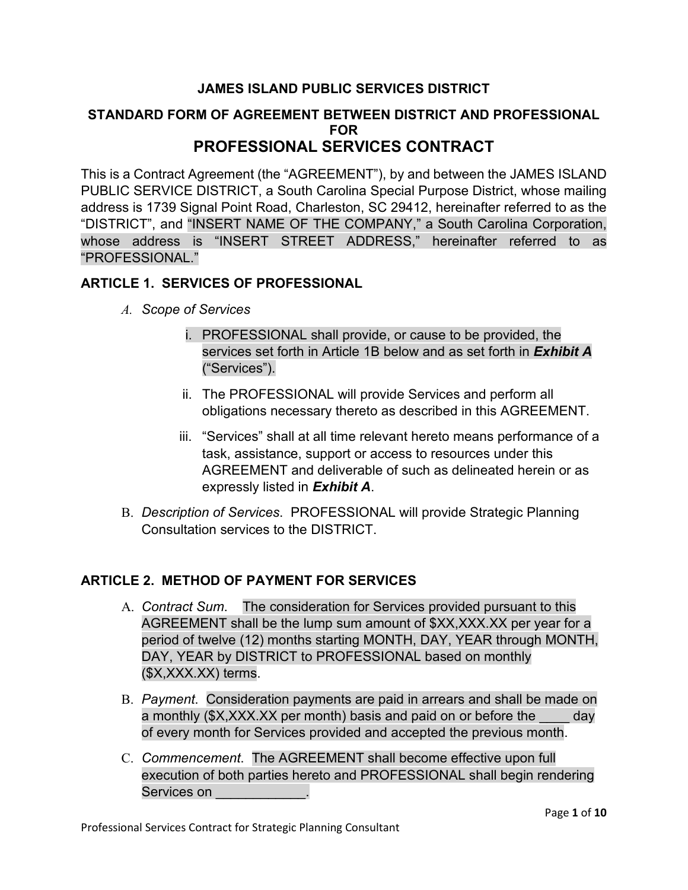**JAMES ISLAND PUBLIC SERVICES DISTRICT**

**STANDARD FORM OF AGREEMENT BETWEEN DISTRICT AND PROFESSIONAL FOR**

# PROFESSIONAL SERVICES CONTRACT

This is a Contract Agreement (the “AGREEMENT”), by and between the JAMES ISLAND PUBLIC SERVICE DISTRICT, a South Carolina Special Purpose District, whose mailing address is 1739 Signal Point Road, Charleston, SC 29412, hereinafter referred to as the “DISTRICT”, and “INSERT NAME OF THE COMPANY,” a South Carolina Corporation, whose address is “INSERT STREET ADDRESS,” hereinafter referred to as “PROFESSIONAL.”

## ARTICLE 1. SERVICES OF PROFESSIONAL

A. *Scope of Services*

   i. PROFESSIONAL shall provide, or cause to be provided, the services set forth in Article 1B below and as set forth in ***Exhibit A*** (“Services”).

   ii. The PROFESSIONAL will provide Services and perform all obligations necessary thereto as described in this AGREEMENT.

   iii. “Services” shall at all time relevant hereto means performance of a task, assistance, support or access to resources under this AGREEMENT and deliverable of such as delineated herein or as expressly listed in ***Exhibit A***.

B. *Description of Services*. PROFESSIONAL will provide Strategic Planning Consultation services to the DISTRICT.

## ARTICLE 2. METHOD OF PAYMENT FOR SERVICES

A. *Contract Sum*. The consideration for Services provided pursuant to this AGREEMENT shall be the lump sum amount of $XX,XXX.XX per year for a period of twelve (12) months starting MONTH, DAY, YEAR through MONTH, DAY, YEAR by DISTRICT to PROFESSIONAL based on monthly ($X,XXX.XX) terms.

B. *Payment*. Consideration payments are paid in arrears and shall be made on a monthly ($X,XXX.XX per month) basis and paid on or before the ____ day of every month for Services provided and accepted the previous month.

C. *Commencement*. The AGREEMENT shall become effective upon full execution of both parties hereto and PROFESSIONAL shall begin rendering Services on ____________.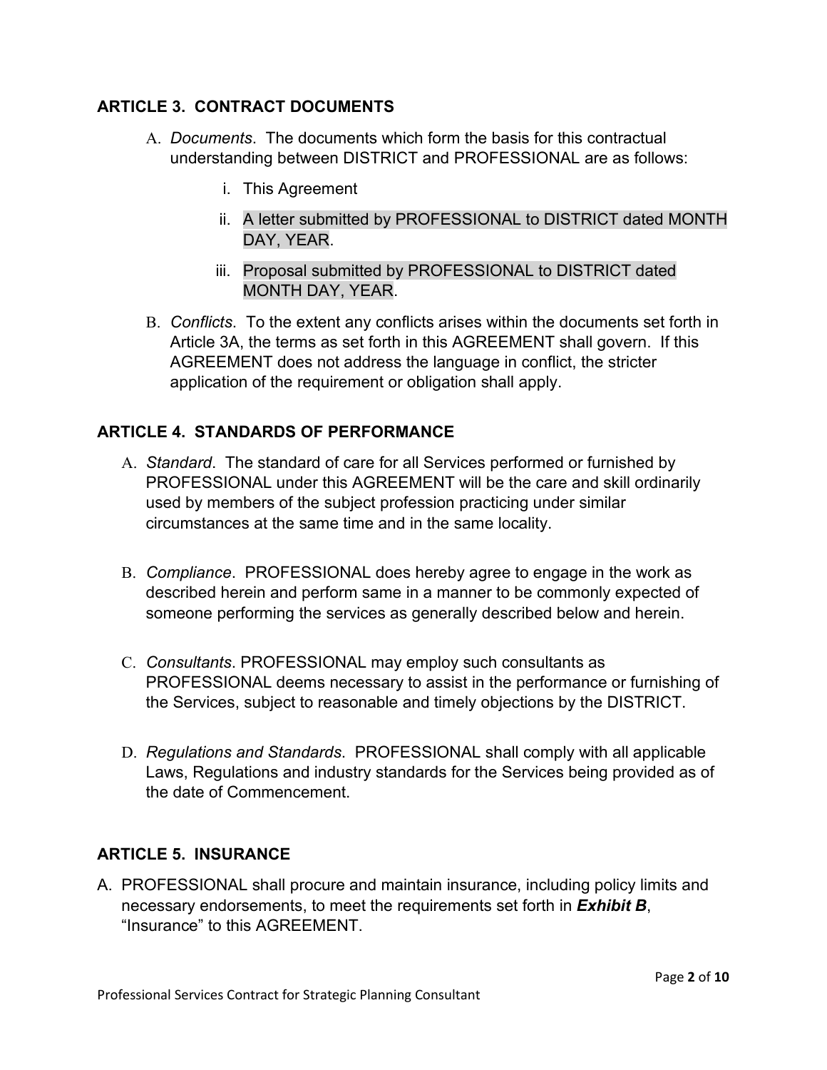## ARTICLE 3. CONTRACT DOCUMENTS

A. *Documents*. The documents which form the basis for this contractual understanding between DISTRICT and PROFESSIONAL are as follows:

   i. This Agreement

   ii. A letter submitted by PROFESSIONAL to DISTRICT dated MONTH DAY, YEAR.

   iii. Proposal submitted by PROFESSIONAL to DISTRICT dated MONTH DAY, YEAR.

B. *Conflicts*. To the extent any conflicts arises within the documents set forth in Article 3A, the terms as set forth in this AGREEMENT shall govern. If this AGREEMENT does not address the language in conflict, the stricter application of the requirement or obligation shall apply.

## ARTICLE 4. STANDARDS OF PERFORMANCE

A. *Standard*. The standard of care for all Services performed or furnished by PROFESSIONAL under this AGREEMENT will be the care and skill ordinarily used by members of the subject profession practicing under similar circumstances at the same time and in the same locality.

B. *Compliance*. PROFESSIONAL does hereby agree to engage in the work as described herein and perform same in a manner to be commonly expected of someone performing the services as generally described below and herein.

C. *Consultants*. PROFESSIONAL may employ such consultants as PROFESSIONAL deems necessary to assist in the performance or furnishing of the Services, subject to reasonable and timely objections by the DISTRICT.

D. *Regulations and Standards*. PROFESSIONAL shall comply with all applicable Laws, Regulations and industry standards for the Services being provided as of the date of Commencement.

## ARTICLE 5. INSURANCE

A. PROFESSIONAL shall procure and maintain insurance, including policy limits and necessary endorsements, to meet the requirements set forth in ***Exhibit B***, "Insurance" to this AGREEMENT.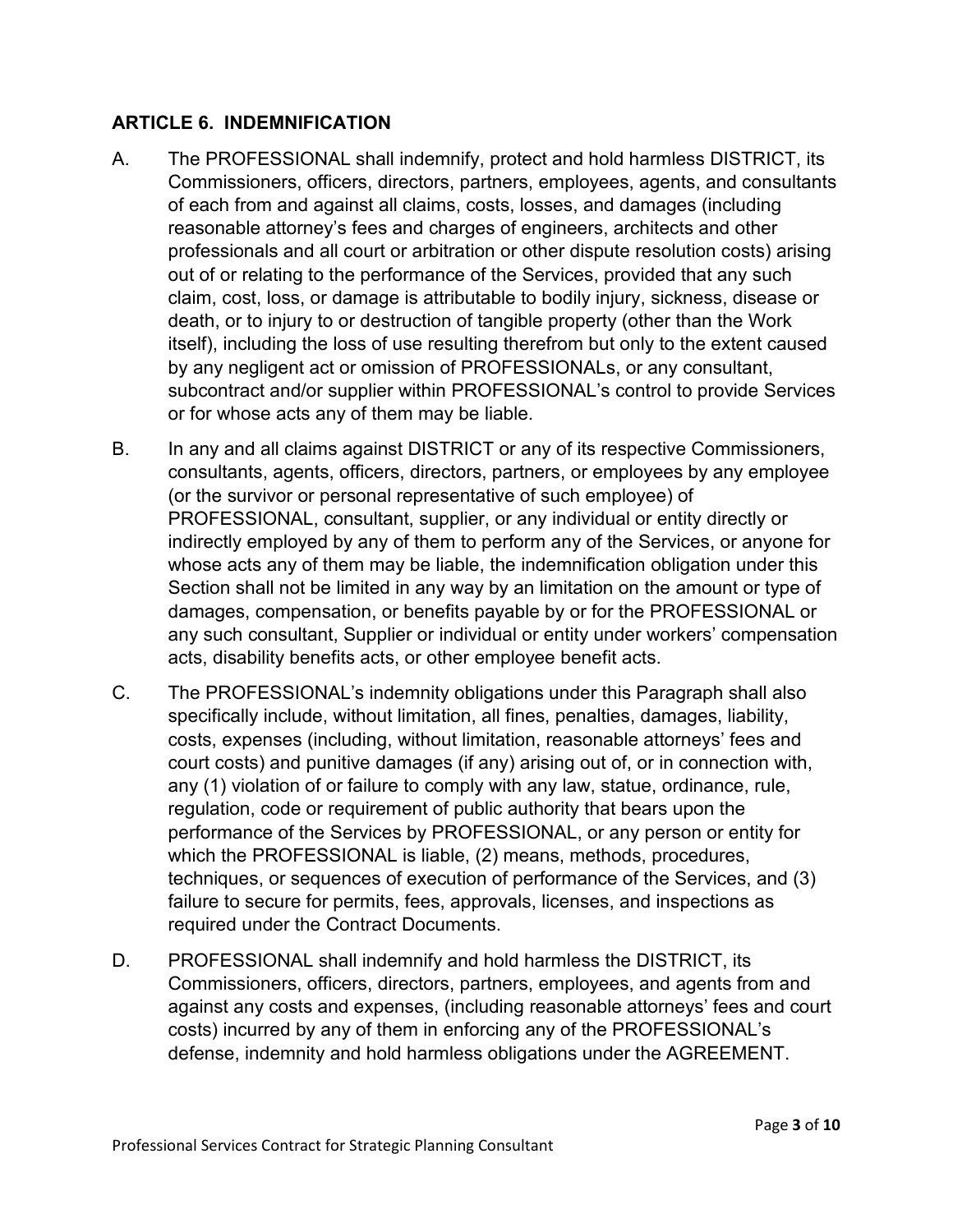## ARTICLE 6. INDEMNIFICATION

A. The PROFESSIONAL shall indemnify, protect and hold harmless DISTRICT, its Commissioners, officers, directors, partners, employees, agents, and consultants of each from and against all claims, costs, losses, and damages (including reasonable attorney's fees and charges of engineers, architects and other professionals and all court or arbitration or other dispute resolution costs) arising out of or relating to the performance of the Services, provided that any such claim, cost, loss, or damage is attributable to bodily injury, sickness, disease or death, or to injury to or destruction of tangible property (other than the Work itself), including the loss of use resulting therefrom but only to the extent caused by any negligent act or omission of PROFESSIONALs, or any consultant, subcontract and/or supplier within PROFESSIONAL's control to provide Services or for whose acts any of them may be liable.

B. In any and all claims against DISTRICT or any of its respective Commissioners, consultants, agents, officers, directors, partners, or employees by any employee (or the survivor or personal representative of such employee) of PROFESSIONAL, consultant, supplier, or any individual or entity directly or indirectly employed by any of them to perform any of the Services, or anyone for whose acts any of them may be liable, the indemnification obligation under this Section shall not be limited in any way by an limitation on the amount or type of damages, compensation, or benefits payable by or for the PROFESSIONAL or any such consultant, Supplier or individual or entity under workers' compensation acts, disability benefits acts, or other employee benefit acts.

C. The PROFESSIONAL's indemnity obligations under this Paragraph shall also specifically include, without limitation, all fines, penalties, damages, liability, costs, expenses (including, without limitation, reasonable attorneys' fees and court costs) and punitive damages (if any) arising out of, or in connection with, any (1) violation of or failure to comply with any law, statue, ordinance, rule, regulation, code or requirement of public authority that bears upon the performance of the Services by PROFESSIONAL, or any person or entity for which the PROFESSIONAL is liable, (2) means, methods, procedures, techniques, or sequences of execution of performance of the Services, and (3) failure to secure for permits, fees, approvals, licenses, and inspections as required under the Contract Documents.

D. PROFESSIONAL shall indemnify and hold harmless the DISTRICT, its Commissioners, officers, directors, partners, employees, and agents from and against any costs and expenses, (including reasonable attorneys' fees and court costs) incurred by any of them in enforcing any of the PROFESSIONAL's defense, indemnity and hold harmless obligations under the AGREEMENT.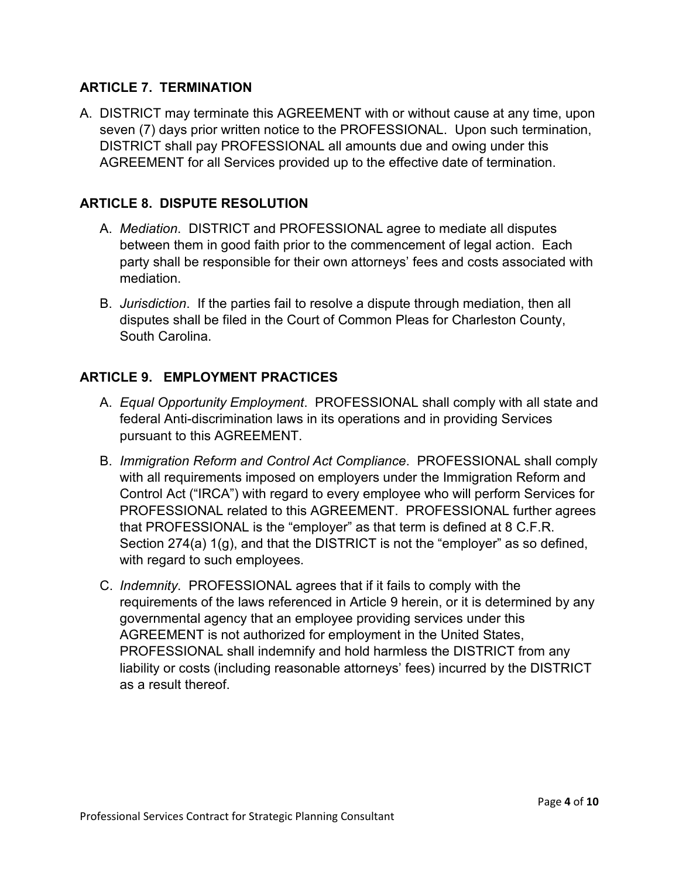## ARTICLE 7. TERMINATION

A. DISTRICT may terminate this AGREEMENT with or without cause at any time, upon seven (7) days prior written notice to the PROFESSIONAL. Upon such termination, DISTRICT shall pay PROFESSIONAL all amounts due and owing under this AGREEMENT for all Services provided up to the effective date of termination.

## ARTICLE 8. DISPUTE RESOLUTION

A. *Mediation*. DISTRICT and PROFESSIONAL agree to mediate all disputes between them in good faith prior to the commencement of legal action. Each party shall be responsible for their own attorneys' fees and costs associated with mediation.

B. *Jurisdiction*. If the parties fail to resolve a dispute through mediation, then all disputes shall be filed in the Court of Common Pleas for Charleston County, South Carolina.

## ARTICLE 9. EMPLOYMENT PRACTICES

A. *Equal Opportunity Employment*. PROFESSIONAL shall comply with all state and federal Anti-discrimination laws in its operations and in providing Services pursuant to this AGREEMENT.

B. *Immigration Reform and Control Act Compliance*. PROFESSIONAL shall comply with all requirements imposed on employers under the Immigration Reform and Control Act ("IRCA") with regard to every employee who will perform Services for PROFESSIONAL related to this AGREEMENT. PROFESSIONAL further agrees that PROFESSIONAL is the "employer" as that term is defined at 8 C.F.R. Section 274(a) 1(g), and that the DISTRICT is not the "employer" as so defined, with regard to such employees.

C. *Indemnity*. PROFESSIONAL agrees that if it fails to comply with the requirements of the laws referenced in Article 9 herein, or it is determined by any governmental agency that an employee providing services under this AGREEMENT is not authorized for employment in the United States, PROFESSIONAL shall indemnify and hold harmless the DISTRICT from any liability or costs (including reasonable attorneys' fees) incurred by the DISTRICT as a result thereof.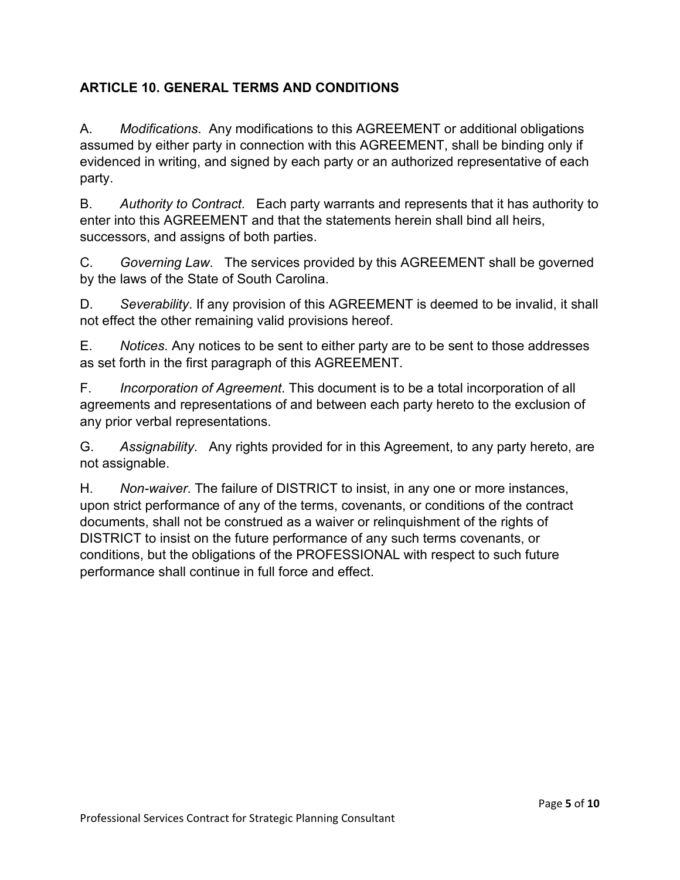## ARTICLE 10. GENERAL TERMS AND CONDITIONS

A. *Modifications*. Any modifications to this AGREEMENT or additional obligations assumed by either party in connection with this AGREEMENT, shall be binding only if evidenced in writing, and signed by each party or an authorized representative of each party.

B. *Authority to Contract*. Each party warrants and represents that it has authority to enter into this AGREEMENT and that the statements herein shall bind all heirs, successors, and assigns of both parties.

C. *Governing Law*. The services provided by this AGREEMENT shall be governed by the laws of the State of South Carolina.

D. *Severability*. If any provision of this AGREEMENT is deemed to be invalid, it shall not effect the other remaining valid provisions hereof.

E. *Notices*. Any notices to be sent to either party are to be sent to those addresses as set forth in the first paragraph of this AGREEMENT.

F. *Incorporation of Agreement*. This document is to be a total incorporation of all agreements and representations of and between each party hereto to the exclusion of any prior verbal representations.

G. *Assignability*. Any rights provided for in this Agreement, to any party hereto, are not assignable.

H. *Non-waiver*. The failure of DISTRICT to insist, in any one or more instances, upon strict performance of any of the terms, covenants, or conditions of the contract documents, shall not be construed as a waiver or relinquishment of the rights of DISTRICT to insist on the future performance of any such terms covenants, or conditions, but the obligations of the PROFESSIONAL with respect to such future performance shall continue in full force and effect.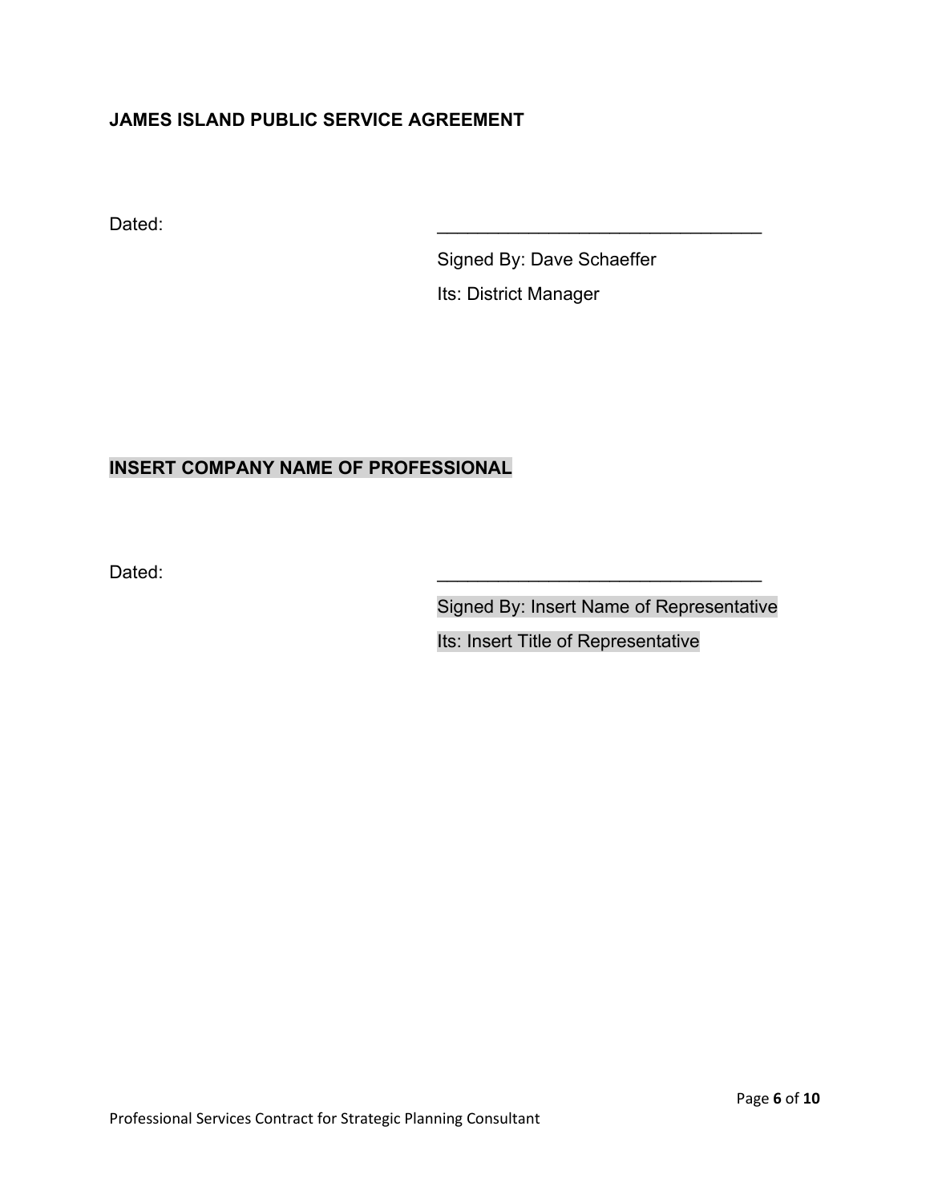**JAMES ISLAND PUBLIC SERVICE AGREEMENT**

Dated: ________________________________

Signed By: Dave Schaeffer

Its: District Manager

**INSERT COMPANY NAME OF PROFESSIONAL**

Dated: ________________________________

Signed By: Insert Name of Representative

Its: Insert Title of Representative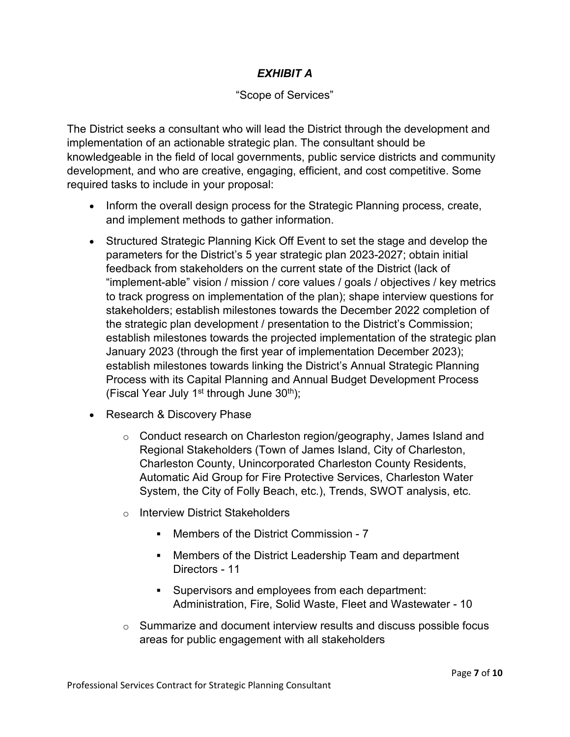## *EXHIBIT A*

"Scope of Services"

The District seeks a consultant who will lead the District through the development and implementation of an actionable strategic plan. The consultant should be knowledgeable in the field of local governments, public service districts and community development, and who are creative, engaging, efficient, and cost competitive. Some required tasks to include in your proposal:

- Inform the overall design process for the Strategic Planning process, create, and implement methods to gather information.
- Structured Strategic Planning Kick Off Event to set the stage and develop the parameters for the District's 5 year strategic plan 2023-2027; obtain initial feedback from stakeholders on the current state of the District (lack of "implement-able" vision / mission / core values / goals / objectives / key metrics to track progress on implementation of the plan); shape interview questions for stakeholders; establish milestones towards the December 2022 completion of the strategic plan development / presentation to the District's Commission; establish milestones towards the projected implementation of the strategic plan January 2023 (through the first year of implementation December 2023); establish milestones towards linking the District's Annual Strategic Planning Process with its Capital Planning and Annual Budget Development Process (Fiscal Year July 1st through June 30th);
- Research & Discovery Phase
  - Conduct research on Charleston region/geography, James Island and Regional Stakeholders (Town of James Island, City of Charleston, Charleston County, Unincorporated Charleston County Residents, Automatic Aid Group for Fire Protective Services, Charleston Water System, the City of Folly Beach, etc.), Trends, SWOT analysis, etc.
  - Interview District Stakeholders
    - Members of the District Commission - 7
    - Members of the District Leadership Team and department Directors - 11
    - Supervisors and employees from each department: Administration, Fire, Solid Waste, Fleet and Wastewater - 10
  - Summarize and document interview results and discuss possible focus areas for public engagement with all stakeholders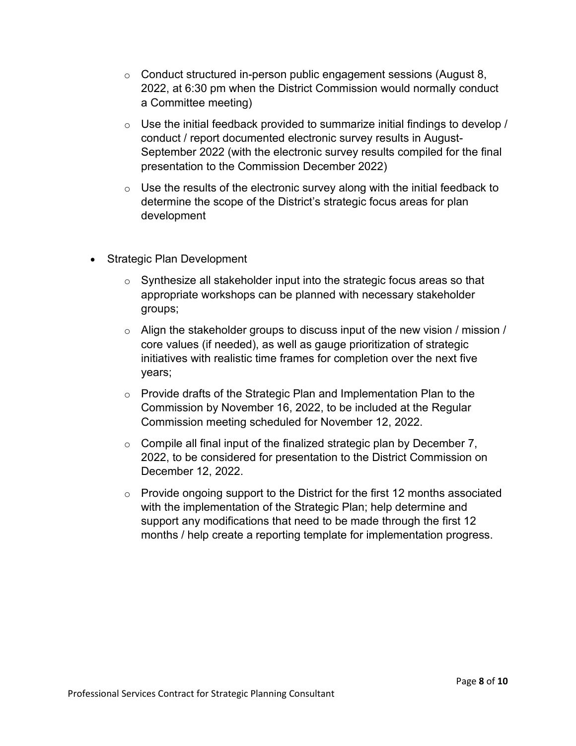- Conduct structured in-person public engagement sessions (August 8, 2022, at 6:30 pm when the District Commission would normally conduct a Committee meeting)
  - Use the initial feedback provided to summarize initial findings to develop / conduct / report documented electronic survey results in August-September 2022 (with the electronic survey results compiled for the final presentation to the Commission December 2022)
  - Use the results of the electronic survey along with the initial feedback to determine the scope of the District's strategic focus areas for plan development

- Strategic Plan Development
  - Synthesize all stakeholder input into the strategic focus areas so that appropriate workshops can be planned with necessary stakeholder groups;
  - Align the stakeholder groups to discuss input of the new vision / mission / core values (if needed), as well as gauge prioritization of strategic initiatives with realistic time frames for completion over the next five years;
  - Provide drafts of the Strategic Plan and Implementation Plan to the Commission by November 16, 2022, to be included at the Regular Commission meeting scheduled for November 12, 2022.
  - Compile all final input of the finalized strategic plan by December 7, 2022, to be considered for presentation to the District Commission on December 12, 2022.
  - Provide ongoing support to the District for the first 12 months associated with the implementation of the Strategic Plan; help determine and support any modifications that need to be made through the first 12 months / help create a reporting template for implementation progress.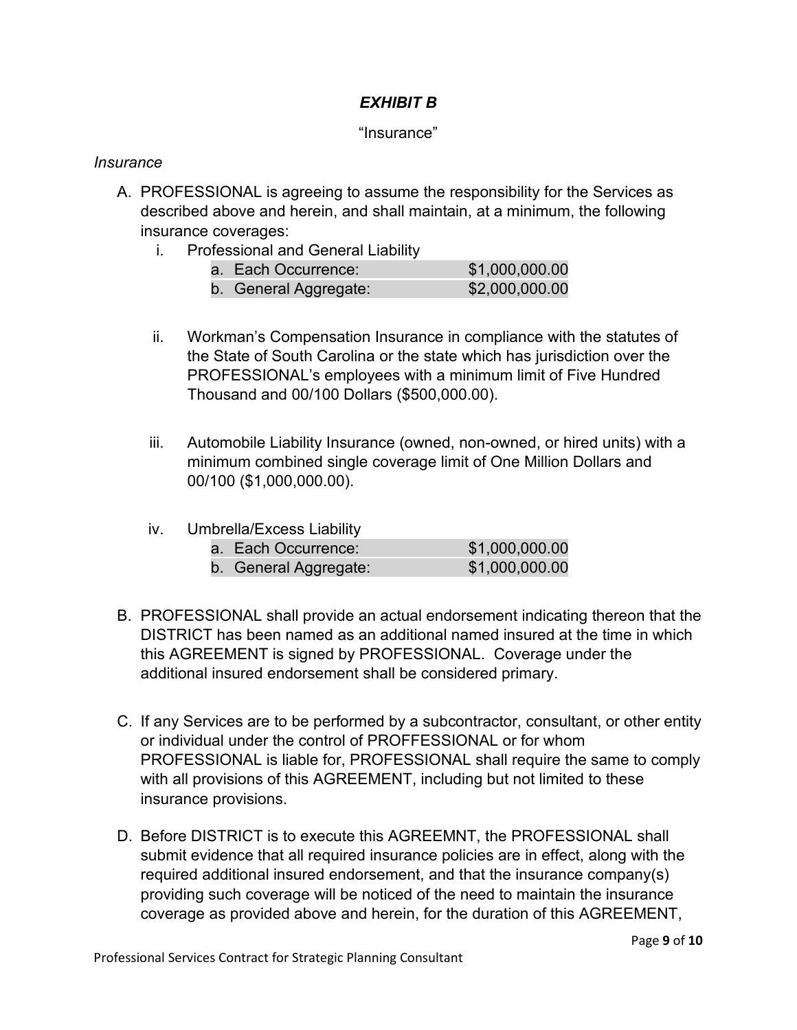## ***EXHIBIT B***

"Insurance"

*Insurance*

A. PROFESSIONAL is agreeing to assume the responsibility for the Services as described above and herein, and shall maintain, at a minimum, the following insurance coverages:

   i. Professional and General Liability

      | | |
      |---|---|
      | a. Each Occurrence: | $1,000,000.00 |
      | b. General Aggregate: | $2,000,000.00 |

   ii. Workman's Compensation Insurance in compliance with the statutes of the State of South Carolina or the state which has jurisdiction over the PROFESSIONAL's employees with a minimum limit of Five Hundred Thousand and 00/100 Dollars ($500,000.00).

   iii. Automobile Liability Insurance (owned, non-owned, or hired units) with a minimum combined single coverage limit of One Million Dollars and 00/100 ($1,000,000.00).

   iv. Umbrella/Excess Liability

      | | |
      |---|---|
      | a. Each Occurrence: | $1,000,000.00 |
      | b. General Aggregate: | $1,000,000.00 |

B. PROFESSIONAL shall provide an actual endorsement indicating thereon that the DISTRICT has been named as an additional named insured at the time in which this AGREEMENT is signed by PROFESSIONAL. Coverage under the additional insured endorsement shall be considered primary.

C. If any Services are to be performed by a subcontractor, consultant, or other entity or individual under the control of PROFFESSIONAL or for whom PROFESSIONAL is liable for, PROFESSIONAL shall require the same to comply with all provisions of this AGREEMENT, including but not limited to these insurance provisions.

D. Before DISTRICT is to execute this AGREEMNT, the PROFESSIONAL shall submit evidence that all required insurance policies are in effect, along with the required additional insured endorsement, and that the insurance company(s) providing such coverage will be noticed of the need to maintain the insurance coverage as provided above and herein, for the duration of this AGREEMENT,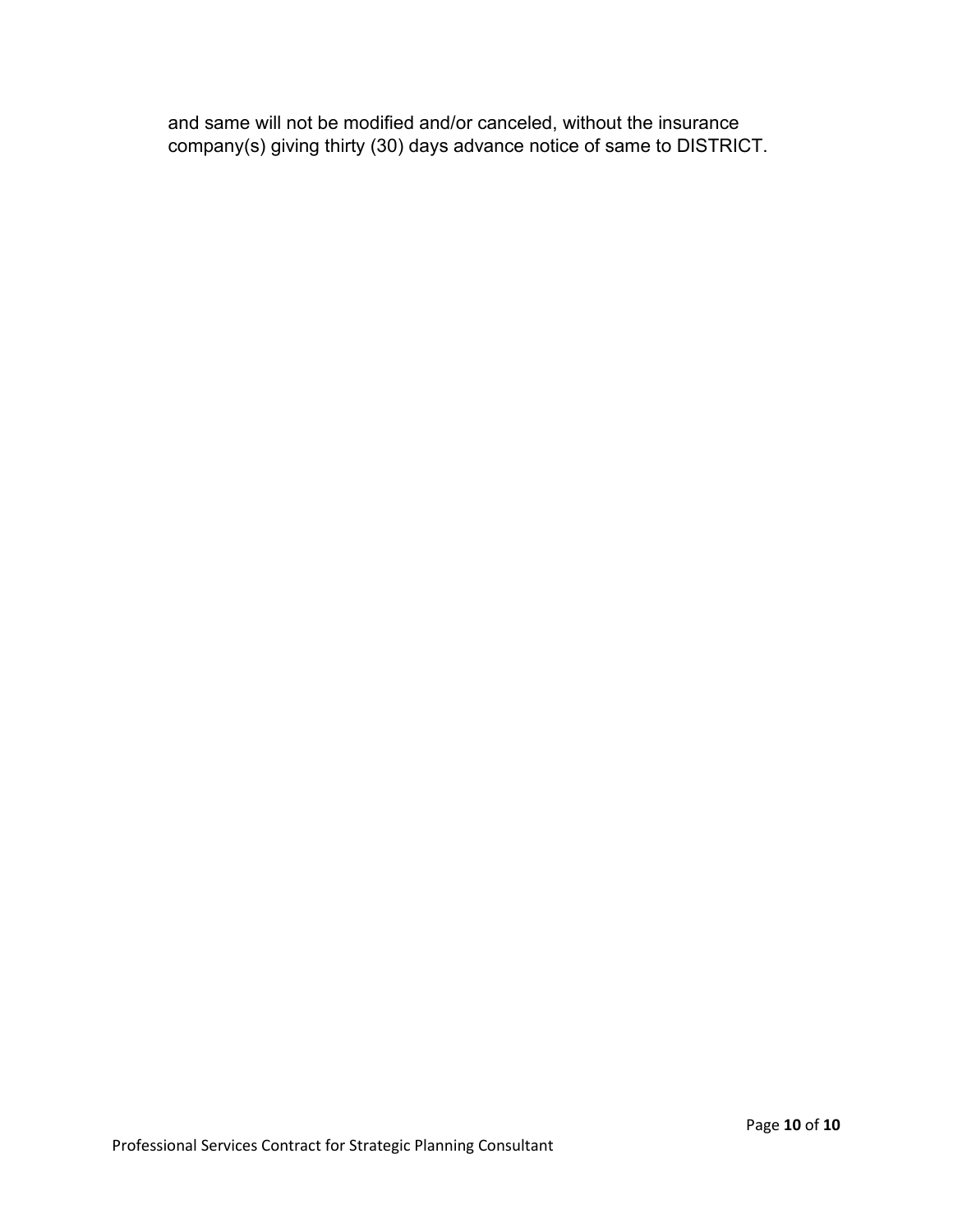and same will not be modified and/or canceled, without the insurance company(s) giving thirty (30) days advance notice of same to DISTRICT.